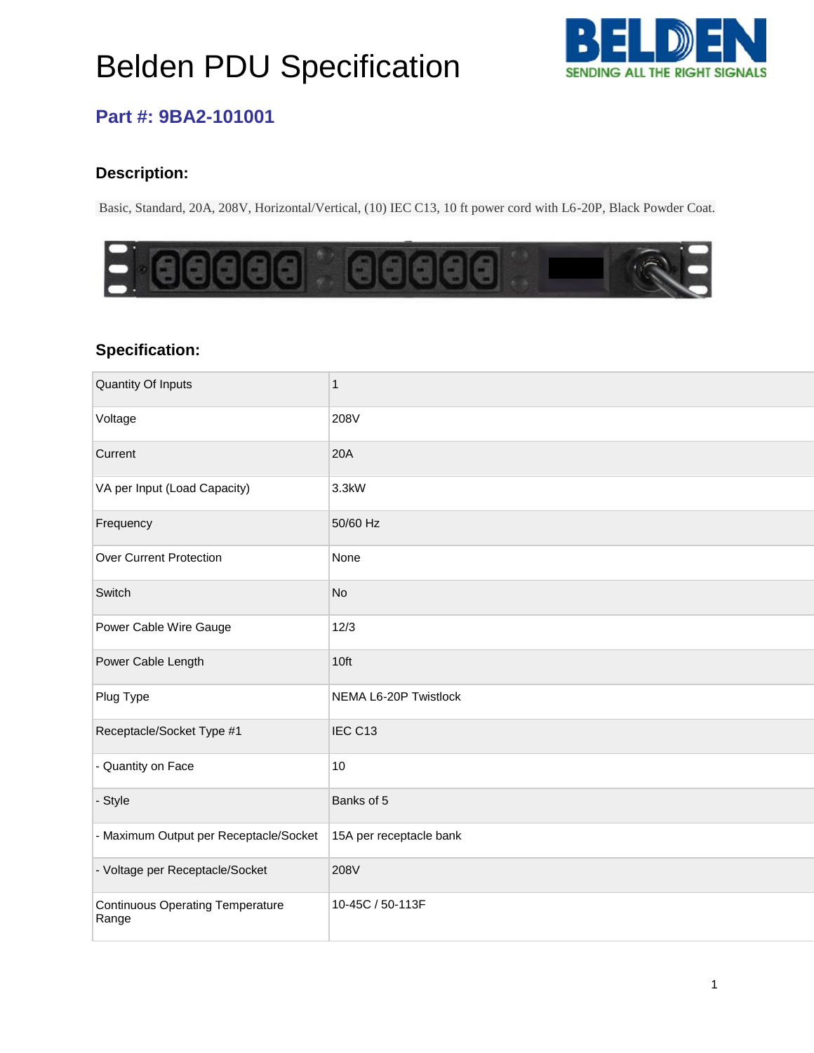# Belden PDU Specification

## Part #: 9BA2-101001

### Description:

Basic, Standard, 20A, 208V, Horizontal/Vertical, (10) IEC C13, 10 ft power cord with L6-20P, Black Powder Coat.

### Specification:

| | |
|---|---|
| Quantity Of Inputs | 1 |
| Voltage | 208V |
| Current | 20A |
| VA per Input (Load Capacity) | 3.3kW |
| Frequency | 50/60 Hz |
| Over Current Protection | None |
| Switch | No |
| Power Cable Wire Gauge | 12/3 |
| Power Cable Length | 10ft |
| Plug Type | NEMA L6-20P Twistlock |
| Receptacle/Socket Type #1 | IEC C13 |
| - Quantity on Face | 10 |
| - Style | Banks of 5 |
| - Maximum Output per Receptacle/Socket | 15A per receptacle bank |
| - Voltage per Receptacle/Socket | 208V |
| Continuous Operating Temperature Range | 10-45C / 50-113F |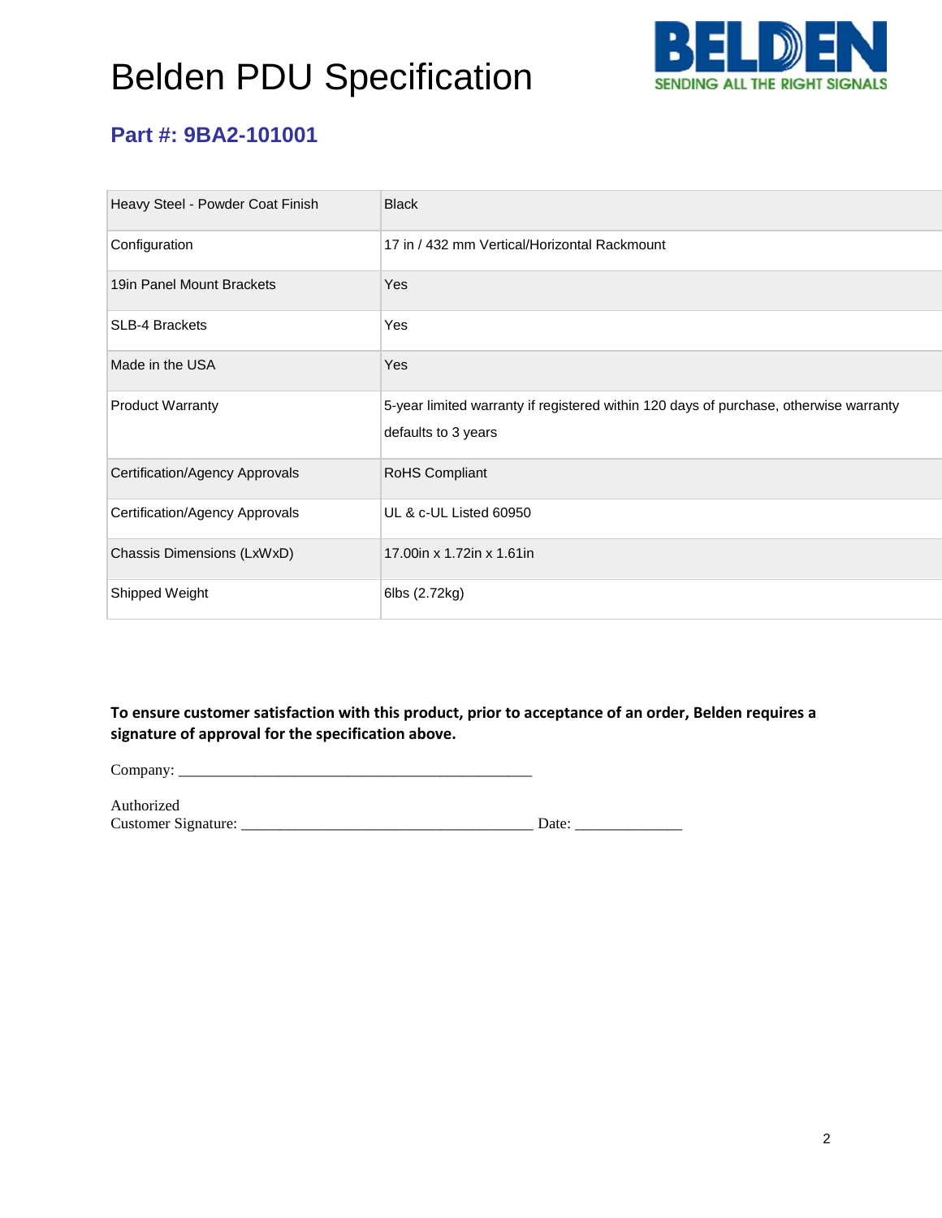# Belden PDU Specification

BELDEN
SENDING ALL THE RIGHT SIGNALS

## Part #: 9BA2-101001

| | |
|---|---|
| Heavy Steel - Powder Coat Finish | Black |
| Configuration | 17 in / 432 mm Vertical/Horizontal Rackmount |
| 19in Panel Mount Brackets | Yes |
| SLB-4 Brackets | Yes |
| Made in the USA | Yes |
| Product Warranty | 5-year limited warranty if registered within 120 days of purchase, otherwise warranty defaults to 3 years |
| Certification/Agency Approvals | RoHS Compliant |
| Certification/Agency Approvals | UL & c-UL Listed 60950 |
| Chassis Dimensions (LxWxD) | 17.00in x 1.72in x 1.61in |
| Shipped Weight | 6lbs (2.72kg) |

**To ensure customer satisfaction with this product, prior to acceptance of an order, Belden requires a signature of approval for the specification above.**

Company: _______________________________________________

Authorized
Customer Signature: _______________________________________ Date: ______________